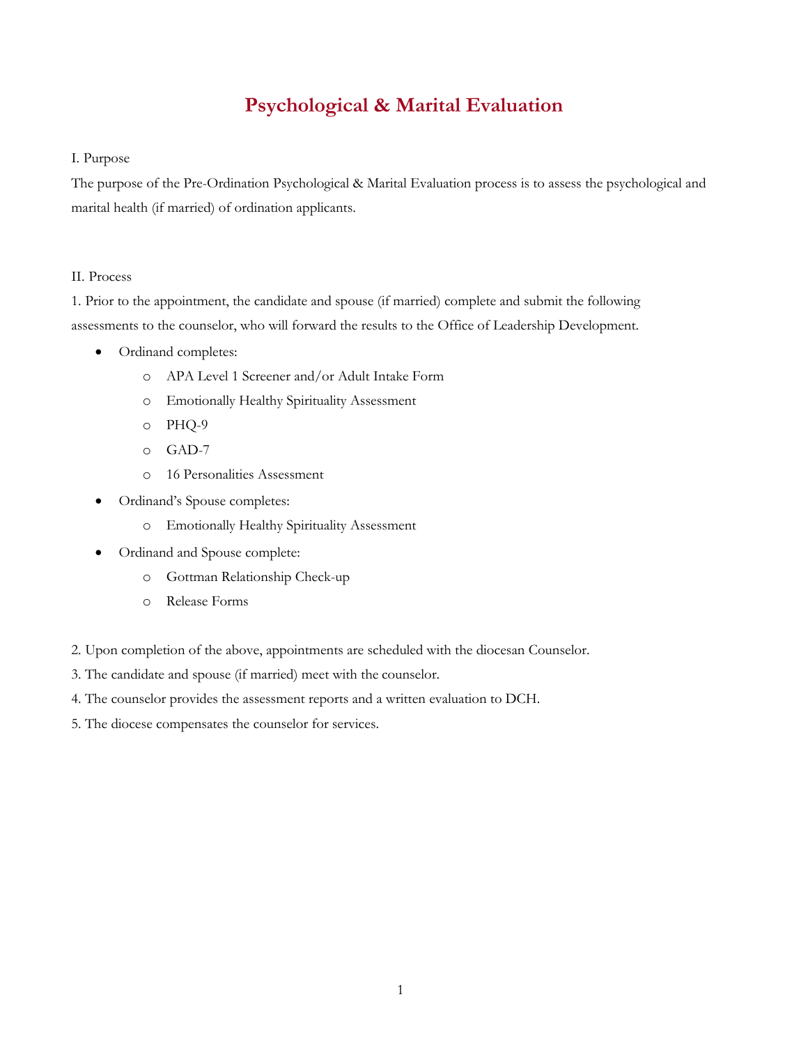# Psychological & Marital Evaluation

I. Purpose

The purpose of the Pre-Ordination Psychological & Marital Evaluation process is to assess the psychological and marital health (if married) of ordination applicants.

II. Process

1. Prior to the appointment, the candidate and spouse (if married) complete and submit the following assessments to the counselor, who will forward the results to the Office of Leadership Development.

- Ordinand completes:
  - APA Level 1 Screener and/or Adult Intake Form
  - Emotionally Healthy Spirituality Assessment
  - PHQ-9
  - GAD-7
  - 16 Personalities Assessment
- Ordinand's Spouse completes:
  - Emotionally Healthy Spirituality Assessment
- Ordinand and Spouse complete:
  - Gottman Relationship Check-up
  - Release Forms

2. Upon completion of the above, appointments are scheduled with the diocesan Counselor.
3. The candidate and spouse (if married) meet with the counselor.
4. The counselor provides the assessment reports and a written evaluation to DCH.
5. The diocese compensates the counselor for services.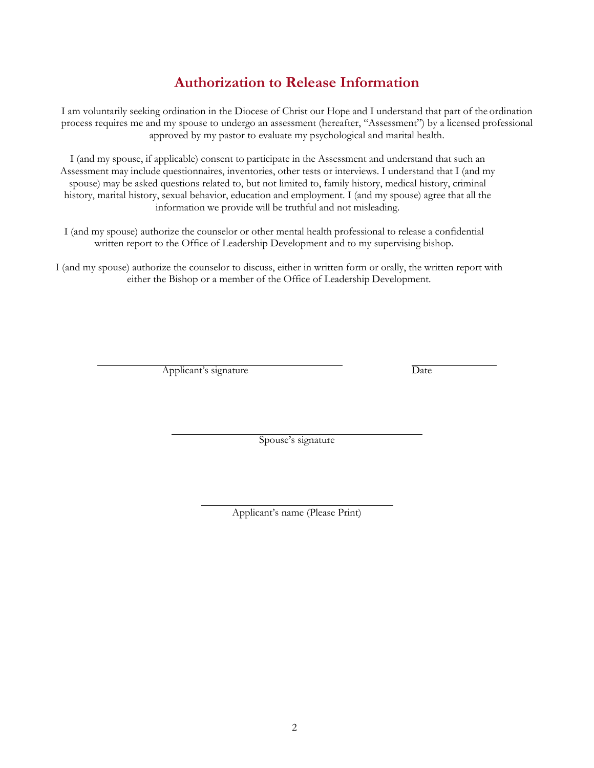# Authorization to Release Information

I am voluntarily seeking ordination in the Diocese of Christ our Hope and I understand that part of the ordination process requires me and my spouse to undergo an assessment (hereafter, "Assessment") by a licensed professional approved by my pastor to evaluate my psychological and marital health.

I (and my spouse, if applicable) consent to participate in the Assessment and understand that such an Assessment may include questionnaires, inventories, other tests or interviews. I understand that I (and my spouse) may be asked questions related to, but not limited to, family history, medical history, criminal history, marital history, sexual behavior, education and employment. I (and my spouse) agree that all the information we provide will be truthful and not misleading.

I (and my spouse) authorize the counselor or other mental health professional to release a confidential written report to the Office of Leadership Development and to my supervising bishop.

I (and my spouse) authorize the counselor to discuss, either in written form or orally, the written report with either the Bishop or a member of the Office of Leadership Development.

______________________________ Applicant's signature

____________ Date

______________________________ Spouse's signature

______________________________ Applicant's name (Please Print)